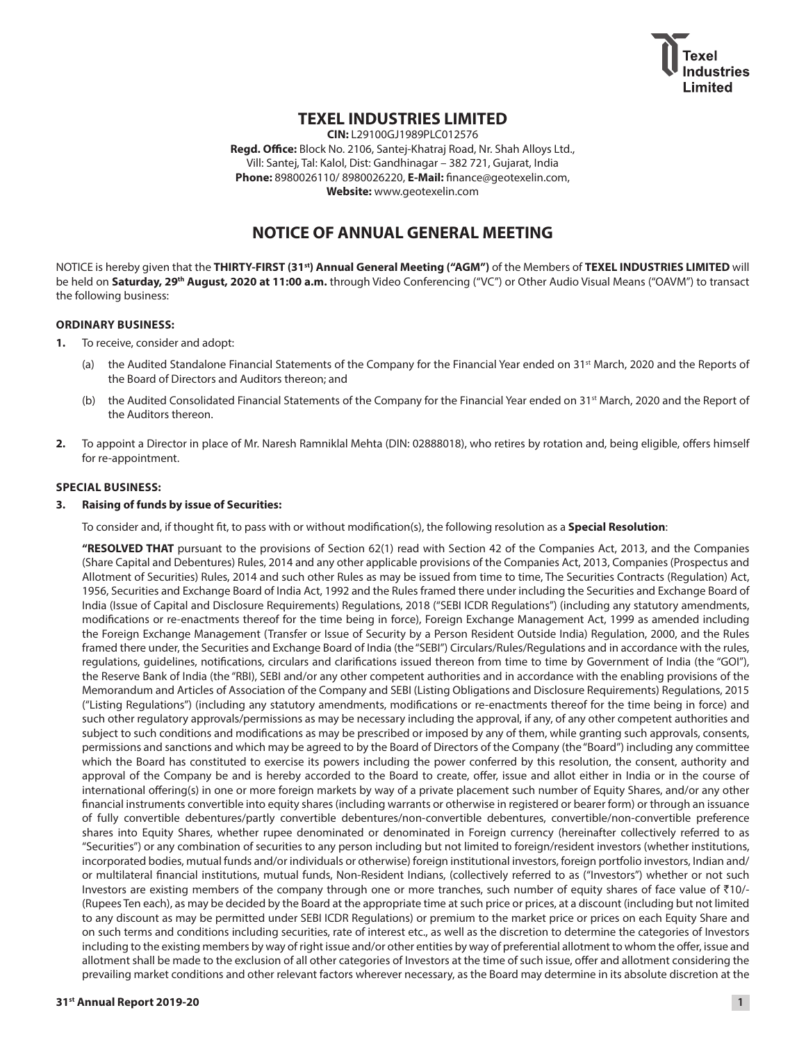# TEXEL INDUSTRIES LIMITED

**CIN:** L29100GJ1989PLC012576
**Regd. Office:** Block No. 2106, Santej-Khatraj Road, Nr. Shah Alloys Ltd., Vill: Santej, Tal: Kalol, Dist: Gandhinagar – 382 721, Gujarat, India
**Phone:** 8980026110/ 8980026220, **E-Mail:** finance@geotexelin.com,
**Website:** www.geotexelin.com

## NOTICE OF ANNUAL GENERAL MEETING

NOTICE is hereby given that the **THIRTY-FIRST (31st) Annual General Meeting ("AGM")** of the Members of **TEXEL INDUSTRIES LIMITED** will be held on **Saturday, 29th August, 2020 at 11:00 a.m.** through Video Conferencing ("VC") or Other Audio Visual Means ("OAVM") to transact the following business:

### ORDINARY BUSINESS:

1. To receive, consider and adopt:

   (a) the Audited Standalone Financial Statements of the Company for the Financial Year ended on 31st March, 2020 and the Reports of the Board of Directors and Auditors thereon; and

   (b) the Audited Consolidated Financial Statements of the Company for the Financial Year ended on 31st March, 2020 and the Report of the Auditors thereon.

2. To appoint a Director in place of Mr. Naresh Ramniklal Mehta (DIN: 02888018), who retires by rotation and, being eligible, offers himself for re-appointment.

### SPECIAL BUSINESS:

3. **Raising of funds by issue of Securities:**

   To consider and, if thought fit, to pass with or without modification(s), the following resolution as a **Special Resolution**:

   **"RESOLVED THAT** pursuant to the provisions of Section 62(1) read with Section 42 of the Companies Act, 2013, and the Companies (Share Capital and Debentures) Rules, 2014 and any other applicable provisions of the Companies Act, 2013, Companies (Prospectus and Allotment of Securities) Rules, 2014 and such other Rules as may be issued from time to time, The Securities Contracts (Regulation) Act, 1956, Securities and Exchange Board of India Act, 1992 and the Rules framed there under including the Securities and Exchange Board of India (Issue of Capital and Disclosure Requirements) Regulations, 2018 ("SEBI ICDR Regulations") (including any statutory amendments, modifications or re-enactments thereof for the time being in force), Foreign Exchange Management Act, 1999 as amended including the Foreign Exchange Management (Transfer or Issue of Security by a Person Resident Outside India) Regulation, 2000, and the Rules framed there under, the Securities and Exchange Board of India (the "SEBI") Circulars/Rules/Regulations and in accordance with the rules, regulations, guidelines, notifications, circulars and clarifications issued thereon from time to time by Government of India (the "GOI"), the Reserve Bank of India (the "RBI), SEBI and/or any other competent authorities and in accordance with the enabling provisions of the Memorandum and Articles of Association of the Company and SEBI (Listing Obligations and Disclosure Requirements) Regulations, 2015 ("Listing Regulations") (including any statutory amendments, modifications or re-enactments thereof for the time being in force) and such other regulatory approvals/permissions as may be necessary including the approval, if any, of any other competent authorities and subject to such conditions and modifications as may be prescribed or imposed by any of them, while granting such approvals, consents, permissions and sanctions and which may be agreed to by the Board of Directors of the Company (the "Board") including any committee which the Board has constituted to exercise its powers including the power conferred by this resolution, the consent, authority and approval of the Company be and is hereby accorded to the Board to create, offer, issue and allot either in India or in the course of international offering(s) in one or more foreign markets by way of a private placement such number of Equity Shares, and/or any other financial instruments convertible into equity shares (including warrants or otherwise in registered or bearer form) or through an issuance of fully convertible debentures/partly convertible debentures/non-convertible debentures, convertible/non-convertible preference shares into Equity Shares, whether rupee denominated or denominated in Foreign currency (hereinafter collectively referred to as "Securities") or any combination of securities to any person including but not limited to foreign/resident investors (whether institutions, incorporated bodies, mutual funds and/or individuals or otherwise) foreign institutional investors, foreign portfolio investors, Indian and/ or multilateral financial institutions, mutual funds, Non-Resident Indians, (collectively referred to as ("Investors") whether or not such Investors are existing members of the company through one or more tranches, such number of equity shares of face value of ₹10/- (Rupees Ten each), as may be decided by the Board at the appropriate time at such price or prices, at a discount (including but not limited to any discount as may be permitted under SEBI ICDR Regulations) or premium to the market price or prices on each Equity Share and on such terms and conditions including securities, rate of interest etc., as well as the discretion to determine the categories of Investors including to the existing members by way of right issue and/or other entities by way of preferential allotment to whom the offer, issue and allotment shall be made to the exclusion of all other categories of Investors at the time of such issue, offer and allotment considering the prevailing market conditions and other relevant factors wherever necessary, as the Board may determine in its absolute discretion at the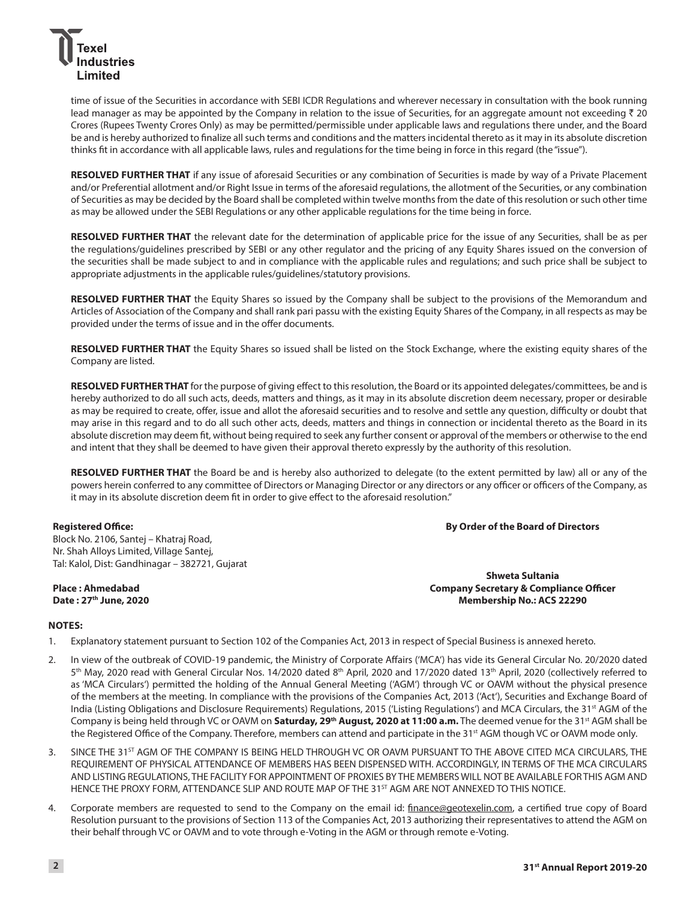time of issue of the Securities in accordance with SEBI ICDR Regulations and wherever necessary in consultation with the book running lead manager as may be appointed by the Company in relation to the issue of Securities, for an aggregate amount not exceeding ₹ 20 Crores (Rupees Twenty Crores Only) as may be permitted/permissible under applicable laws and regulations there under, and the Board be and is hereby authorized to finalize all such terms and conditions and the matters incidental thereto as it may in its absolute discretion thinks fit in accordance with all applicable laws, rules and regulations for the time being in force in this regard (the "issue").

**RESOLVED FURTHER THAT** if any issue of aforesaid Securities or any combination of Securities is made by way of a Private Placement and/or Preferential allotment and/or Right Issue in terms of the aforesaid regulations, the allotment of the Securities, or any combination of Securities as may be decided by the Board shall be completed within twelve months from the date of this resolution or such other time as may be allowed under the SEBI Regulations or any other applicable regulations for the time being in force.

**RESOLVED FURTHER THAT** the relevant date for the determination of applicable price for the issue of any Securities, shall be as per the regulations/guidelines prescribed by SEBI or any other regulator and the pricing of any Equity Shares issued on the conversion of the securities shall be made subject to and in compliance with the applicable rules and regulations; and such price shall be subject to appropriate adjustments in the applicable rules/guidelines/statutory provisions.

**RESOLVED FURTHER THAT** the Equity Shares so issued by the Company shall be subject to the provisions of the Memorandum and Articles of Association of the Company and shall rank pari passu with the existing Equity Shares of the Company, in all respects as may be provided under the terms of issue and in the offer documents.

**RESOLVED FURTHER THAT** the Equity Shares so issued shall be listed on the Stock Exchange, where the existing equity shares of the Company are listed.

**RESOLVED FURTHER THAT** for the purpose of giving effect to this resolution, the Board or its appointed delegates/committees, be and is hereby authorized to do all such acts, deeds, matters and things, as it may in its absolute discretion deem necessary, proper or desirable as may be required to create, offer, issue and allot the aforesaid securities and to resolve and settle any question, difficulty or doubt that may arise in this regard and to do all such other acts, deeds, matters and things in connection or incidental thereto as the Board in its absolute discretion may deem fit, without being required to seek any further consent or approval of the members or otherwise to the end and intent that they shall be deemed to have given their approval thereto expressly by the authority of this resolution.

**RESOLVED FURTHER THAT** the Board be and is hereby also authorized to delegate (to the extent permitted by law) all or any of the powers herein conferred to any committee of Directors or Managing Director or any directors or any officer or officers of the Company, as it may in its absolute discretion deem fit in order to give effect to the aforesaid resolution."

**Registered Office:**
Block No. 2106, Santej – Khatraj Road,
Nr. Shah Alloys Limited, Village Santej,
Tal: Kalol, Dist: Gandhinagar – 382721, Gujarat

**Place : Ahmedabad**
**Date : 27th June, 2020**

**By Order of the Board of Directors**

**Shweta Sultania**
**Company Secretary & Compliance Officer**
**Membership No.: ACS 22290**

**NOTES:**

1. Explanatory statement pursuant to Section 102 of the Companies Act, 2013 in respect of Special Business is annexed hereto.
2. In view of the outbreak of COVID-19 pandemic, the Ministry of Corporate Affairs ('MCA') has vide its General Circular No. 20/2020 dated 5th May, 2020 read with General Circular Nos. 14/2020 dated 8th April, 2020 and 17/2020 dated 13th April, 2020 (collectively referred to as 'MCA Circulars') permitted the holding of the Annual General Meeting ('AGM') through VC or OAVM without the physical presence of the members at the meeting. In compliance with the provisions of the Companies Act, 2013 ('Act'), Securities and Exchange Board of India (Listing Obligations and Disclosure Requirements) Regulations, 2015 ('Listing Regulations') and MCA Circulars, the 31st AGM of the Company is being held through VC or OAVM on **Saturday, 29th August, 2020 at 11:00 a.m.** The deemed venue for the 31st AGM shall be the Registered Office of the Company. Therefore, members can attend and participate in the 31st AGM though VC or OAVM mode only.
3. SINCE THE 31ST AGM OF THE COMPANY IS BEING HELD THROUGH VC OR OAVM PURSUANT TO THE ABOVE CITED MCA CIRCULARS, THE REQUIREMENT OF PHYSICAL ATTENDANCE OF MEMBERS HAS BEEN DISPENSED WITH. ACCORDINGLY, IN TERMS OF THE MCA CIRCULARS AND LISTING REGULATIONS, THE FACILITY FOR APPOINTMENT OF PROXIES BY THE MEMBERS WILL NOT BE AVAILABLE FOR THIS AGM AND HENCE THE PROXY FORM, ATTENDANCE SLIP AND ROUTE MAP OF THE 31ST AGM ARE NOT ANNEXED TO THIS NOTICE.
4. Corporate members are requested to send to the Company on the email id: finance@geotexelin.com, a certified true copy of Board Resolution pursuant to the provisions of Section 113 of the Companies Act, 2013 authorizing their representatives to attend the AGM on their behalf through VC or OAVM and to vote through e-Voting in the AGM or through remote e-Voting.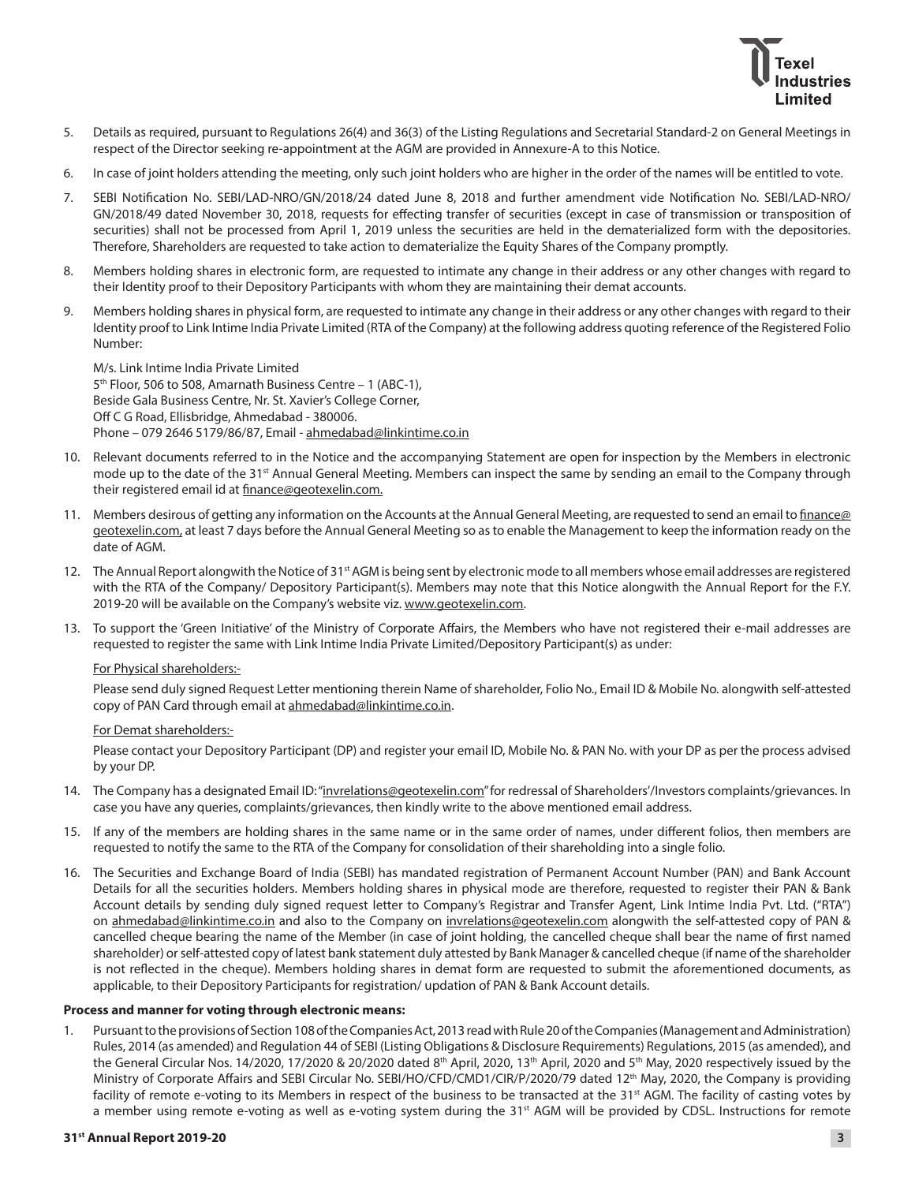5. Details as required, pursuant to Regulations 26(4) and 36(3) of the Listing Regulations and Secretarial Standard-2 on General Meetings in respect of the Director seeking re-appointment at the AGM are provided in Annexure-A to this Notice.

6. In case of joint holders attending the meeting, only such joint holders who are higher in the order of the names will be entitled to vote.

7. SEBI Notification No. SEBI/LAD-NRO/GN/2018/24 dated June 8, 2018 and further amendment vide Notification No. SEBI/LAD-NRO/GN/2018/49 dated November 30, 2018, requests for effecting transfer of securities (except in case of transmission or transposition of securities) shall not be processed from April 1, 2019 unless the securities are held in the dematerialized form with the depositories. Therefore, Shareholders are requested to take action to dematerialize the Equity Shares of the Company promptly.

8. Members holding shares in electronic form, are requested to intimate any change in their address or any other changes with regard to their Identity proof to their Depository Participants with whom they are maintaining their demat accounts.

9. Members holding shares in physical form, are requested to intimate any change in their address or any other changes with regard to their Identity proof to Link Intime India Private Limited (RTA of the Company) at the following address quoting reference of the Registered Folio Number:

   M/s. Link Intime India Private Limited
   5th Floor, 506 to 508, Amarnath Business Centre – 1 (ABC-1),
   Beside Gala Business Centre, Nr. St. Xavier's College Corner,
   Off C G Road, Ellisbridge, Ahmedabad - 380006.
   Phone – 079 2646 5179/86/87, Email - ahmedabad@linkintime.co.in

10. Relevant documents referred to in the Notice and the accompanying Statement are open for inspection by the Members in electronic mode up to the date of the 31st Annual General Meeting. Members can inspect the same by sending an email to the Company through their registered email id at finance@geotexelin.com.

11. Members desirous of getting any information on the Accounts at the Annual General Meeting, are requested to send an email to finance@geotexelin.com, at least 7 days before the Annual General Meeting so as to enable the Management to keep the information ready on the date of AGM.

12. The Annual Report alongwith the Notice of 31st AGM is being sent by electronic mode to all members whose email addresses are registered with the RTA of the Company/ Depository Participant(s). Members may note that this Notice alongwith the Annual Report for the F.Y. 2019-20 will be available on the Company's website viz. www.geotexelin.com.

13. To support the 'Green Initiative' of the Ministry of Corporate Affairs, the Members who have not registered their e-mail addresses are requested to register the same with Link Intime India Private Limited/Depository Participant(s) as under:

    For Physical shareholders:-

    Please send duly signed Request Letter mentioning therein Name of shareholder, Folio No., Email ID & Mobile No. alongwith self-attested copy of PAN Card through email at ahmedabad@linkintime.co.in.

    For Demat shareholders:-

    Please contact your Depository Participant (DP) and register your email ID, Mobile No. & PAN No. with your DP as per the process advised by your DP.

14. The Company has a designated Email ID: "invrelations@geotexelin.com" for redressal of Shareholders'/Investors complaints/grievances. In case you have any queries, complaints/grievances, then kindly write to the above mentioned email address.

15. If any of the members are holding shares in the same name or in the same order of names, under different folios, then members are requested to notify the same to the RTA of the Company for consolidation of their shareholding into a single folio.

16. The Securities and Exchange Board of India (SEBI) has mandated registration of Permanent Account Number (PAN) and Bank Account Details for all the securities holders. Members holding shares in physical mode are therefore, requested to register their PAN & Bank Account details by sending duly signed request letter to Company's Registrar and Transfer Agent, Link Intime India Pvt. Ltd. ("RTA") on ahmedabad@linkintime.co.in and also to the Company on invrelations@geotexelin.com alongwith the self-attested copy of PAN & cancelled cheque bearing the name of the Member (in case of joint holding, the cancelled cheque shall bear the name of first named shareholder) or self-attested copy of latest bank statement duly attested by Bank Manager & cancelled cheque (if name of the shareholder is not reflected in the cheque). Members holding shares in demat form are requested to submit the aforementioned documents, as applicable, to their Depository Participants for registration/ updation of PAN & Bank Account details.

**Process and manner for voting through electronic means:**

1. Pursuant to the provisions of Section 108 of the Companies Act, 2013 read with Rule 20 of the Companies (Management and Administration) Rules, 2014 (as amended) and Regulation 44 of SEBI (Listing Obligations & Disclosure Requirements) Regulations, 2015 (as amended), and the General Circular Nos. 14/2020, 17/2020 & 20/2020 dated 8th April, 2020, 13th April, 2020 and 5th May, 2020 respectively issued by the Ministry of Corporate Affairs and SEBI Circular No. SEBI/HO/CFD/CMD1/CIR/P/2020/79 dated 12th May, 2020, the Company is providing facility of remote e-voting to its Members in respect of the business to be transacted at the 31st AGM. The facility of casting votes by a member using remote e-voting as well as e-voting system during the 31st AGM will be provided by CDSL. Instructions for remote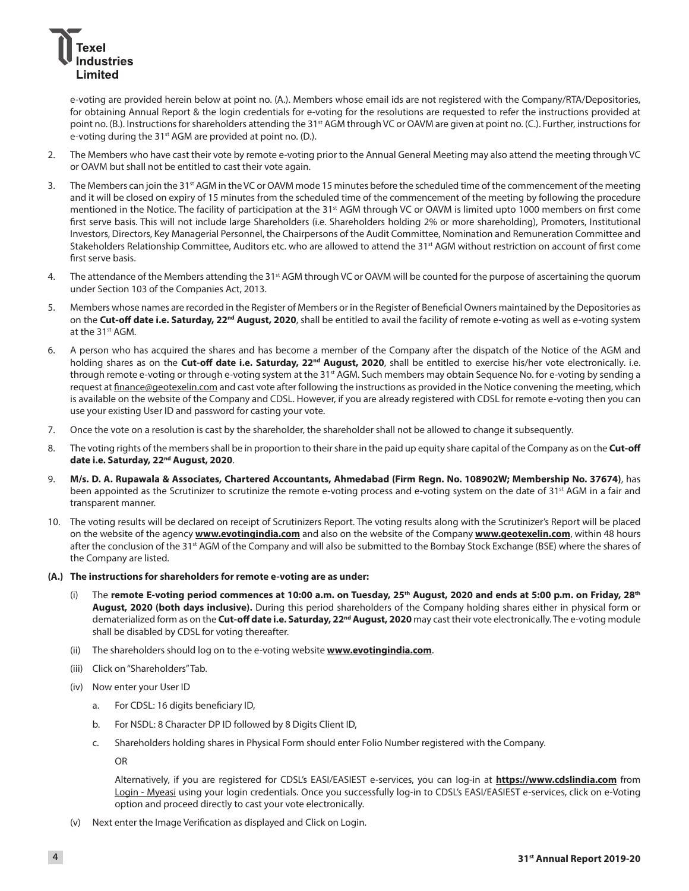e-voting are provided herein below at point no. (A.). Members whose email ids are not registered with the Company/RTA/Depositories, for obtaining Annual Report & the login credentials for e-voting for the resolutions are requested to refer the instructions provided at point no. (B.). Instructions for shareholders attending the 31st AGM through VC or OAVM are given at point no. (C.). Further, instructions for e-voting during the 31st AGM are provided at point no. (D.).

2. The Members who have cast their vote by remote e-voting prior to the Annual General Meeting may also attend the meeting through VC or OAVM but shall not be entitled to cast their vote again.

3. The Members can join the 31st AGM in the VC or OAVM mode 15 minutes before the scheduled time of the commencement of the meeting and it will be closed on expiry of 15 minutes from the scheduled time of the commencement of the meeting by following the procedure mentioned in the Notice. The facility of participation at the 31st AGM through VC or OAVM is limited upto 1000 members on first come first serve basis. This will not include large Shareholders (i.e. Shareholders holding 2% or more shareholding), Promoters, Institutional Investors, Directors, Key Managerial Personnel, the Chairpersons of the Audit Committee, Nomination and Remuneration Committee and Stakeholders Relationship Committee, Auditors etc. who are allowed to attend the 31st AGM without restriction on account of first come first serve basis.

4. The attendance of the Members attending the 31st AGM through VC or OAVM will be counted for the purpose of ascertaining the quorum under Section 103 of the Companies Act, 2013.

5. Members whose names are recorded in the Register of Members or in the Register of Beneficial Owners maintained by the Depositories as on the **Cut-off date i.e. Saturday, 22nd August, 2020**, shall be entitled to avail the facility of remote e-voting as well as e-voting system at the 31st AGM.

6. A person who has acquired the shares and has become a member of the Company after the dispatch of the Notice of the AGM and holding shares as on the **Cut-off date i.e. Saturday, 22nd August, 2020**, shall be entitled to exercise his/her vote electronically. i.e. through remote e-voting or through e-voting system at the 31st AGM. Such members may obtain Sequence No. for e-voting by sending a request at finance@geotexelin.com and cast vote after following the instructions as provided in the Notice convening the meeting, which is available on the website of the Company and CDSL. However, if you are already registered with CDSL for remote e-voting then you can use your existing User ID and password for casting your vote.

7. Once the vote on a resolution is cast by the shareholder, the shareholder shall not be allowed to change it subsequently.

8. The voting rights of the members shall be in proportion to their share in the paid up equity share capital of the Company as on the **Cut-off date i.e. Saturday, 22nd August, 2020**.

9. **M/s. D. A. Rupawala & Associates, Chartered Accountants, Ahmedabad (Firm Regn. No. 108902W; Membership No. 37674)**, has been appointed as the Scrutinizer to scrutinize the remote e-voting process and e-voting system on the date of 31st AGM in a fair and transparent manner.

10. The voting results will be declared on receipt of Scrutinizers Report. The voting results along with the Scrutinizer's Report will be placed on the website of the agency **www.evotingindia.com** and also on the website of the Company **www.geotexelin.com**, within 48 hours after the conclusion of the 31st AGM of the Company and will also be submitted to the Bombay Stock Exchange (BSE) where the shares of the Company are listed.

**(A.) The instructions for shareholders for remote e-voting are as under:**

(i) The **remote E-voting period commences at 10:00 a.m. on Tuesday, 25th August, 2020 and ends at 5:00 p.m. on Friday, 28th August, 2020 (both days inclusive).** During this period shareholders of the Company holding shares either in physical form or dematerialized form as on the **Cut-off date i.e. Saturday, 22nd August, 2020** may cast their vote electronically. The e-voting module shall be disabled by CDSL for voting thereafter.

(ii) The shareholders should log on to the e-voting website **www.evotingindia.com**.

(iii) Click on "Shareholders" Tab.

(iv) Now enter your User ID

a. For CDSL: 16 digits beneficiary ID,

b. For NSDL: 8 Character DP ID followed by 8 Digits Client ID,

c. Shareholders holding shares in Physical Form should enter Folio Number registered with the Company.

OR

Alternatively, if you are registered for CDSL's EASI/EASIEST e-services, you can log-in at **https://www.cdslindia.com** from Login - Myeasi using your login credentials. Once you successfully log-in to CDSL's EASI/EASIEST e-services, click on e-Voting option and proceed directly to cast your vote electronically.

(v) Next enter the Image Verification as displayed and Click on Login.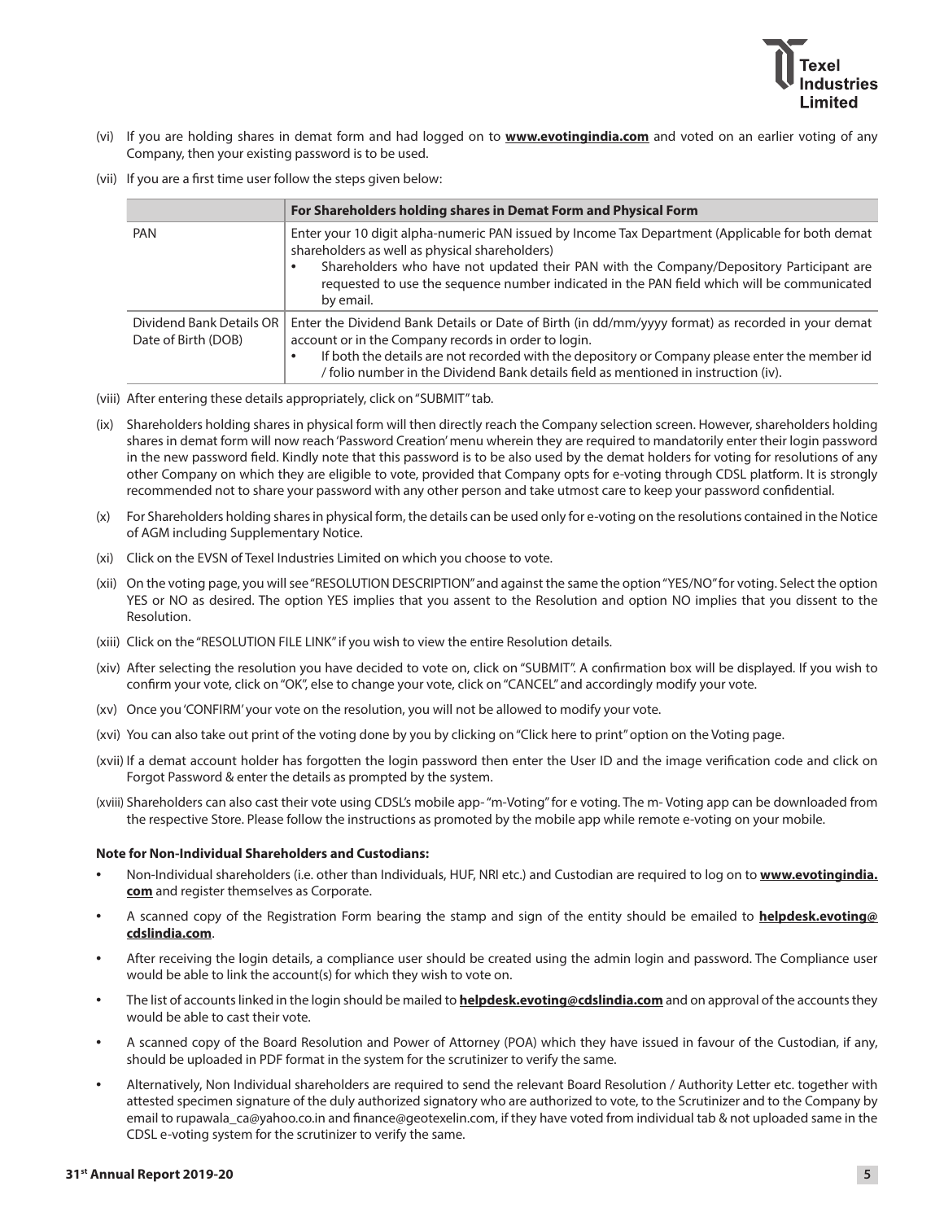(vi) If you are holding shares in demat form and had logged on to **www.evotingindia.com** and voted on an earlier voting of any Company, then your existing password is to be used.

(vii) If you are a first time user follow the steps given below:

| | For Shareholders holding shares in Demat Form and Physical Form |
|---|---|
| PAN | Enter your 10 digit alpha-numeric PAN issued by Income Tax Department (Applicable for both demat shareholders as well as physical shareholders)<br>• Shareholders who have not updated their PAN with the Company/Depository Participant are requested to use the sequence number indicated in the PAN field which will be communicated by email. |
| Dividend Bank Details OR Date of Birth (DOB) | Enter the Dividend Bank Details or Date of Birth (in dd/mm/yyyy format) as recorded in your demat account or in the Company records in order to login.<br>• If both the details are not recorded with the depository or Company please enter the member id / folio number in the Dividend Bank details field as mentioned in instruction (iv). |

(viii) After entering these details appropriately, click on "SUBMIT" tab.

(ix) Shareholders holding shares in physical form will then directly reach the Company selection screen. However, shareholders holding shares in demat form will now reach 'Password Creation' menu wherein they are required to mandatorily enter their login password in the new password field. Kindly note that this password is to be also used by the demat holders for voting for resolutions of any other Company on which they are eligible to vote, provided that Company opts for e-voting through CDSL platform. It is strongly recommended not to share your password with any other person and take utmost care to keep your password confidential.

(x) For Shareholders holding shares in physical form, the details can be used only for e-voting on the resolutions contained in the Notice of AGM including Supplementary Notice.

(xi) Click on the EVSN of Texel Industries Limited on which you choose to vote.

(xii) On the voting page, you will see "RESOLUTION DESCRIPTION" and against the same the option "YES/NO" for voting. Select the option YES or NO as desired. The option YES implies that you assent to the Resolution and option NO implies that you dissent to the Resolution.

(xiii) Click on the "RESOLUTION FILE LINK" if you wish to view the entire Resolution details.

(xiv) After selecting the resolution you have decided to vote on, click on "SUBMIT". A confirmation box will be displayed. If you wish to confirm your vote, click on "OK", else to change your vote, click on "CANCEL" and accordingly modify your vote.

(xv) Once you 'CONFIRM' your vote on the resolution, you will not be allowed to modify your vote.

(xvi) You can also take out print of the voting done by you by clicking on "Click here to print" option on the Voting page.

(xvii) If a demat account holder has forgotten the login password then enter the User ID and the image verification code and click on Forgot Password & enter the details as prompted by the system.

(xviii) Shareholders can also cast their vote using CDSL's mobile app- "m-Voting" for e voting. The m- Voting app can be downloaded from the respective Store. Please follow the instructions as promoted by the mobile app while remote e-voting on your mobile.

**Note for Non-Individual Shareholders and Custodians:**

- Non-Individual shareholders (i.e. other than Individuals, HUF, NRI etc.) and Custodian are required to log on to **www.evotingindia.com** and register themselves as Corporate.
- A scanned copy of the Registration Form bearing the stamp and sign of the entity should be emailed to **helpdesk.evoting@cdslindia.com**.
- After receiving the login details, a compliance user should be created using the admin login and password. The Compliance user would be able to link the account(s) for which they wish to vote on.
- The list of accounts linked in the login should be mailed to **helpdesk.evoting@cdslindia.com** and on approval of the accounts they would be able to cast their vote.
- A scanned copy of the Board Resolution and Power of Attorney (POA) which they have issued in favour of the Custodian, if any, should be uploaded in PDF format in the system for the scrutinizer to verify the same.
- Alternatively, Non Individual shareholders are required to send the relevant Board Resolution / Authority Letter etc. together with attested specimen signature of the duly authorized signatory who are authorized to vote, to the Scrutinizer and to the Company by email to rupawala_ca@yahoo.co.in and finance@geotexelin.com, if they have voted from individual tab & not uploaded same in the CDSL e-voting system for the scrutinizer to verify the same.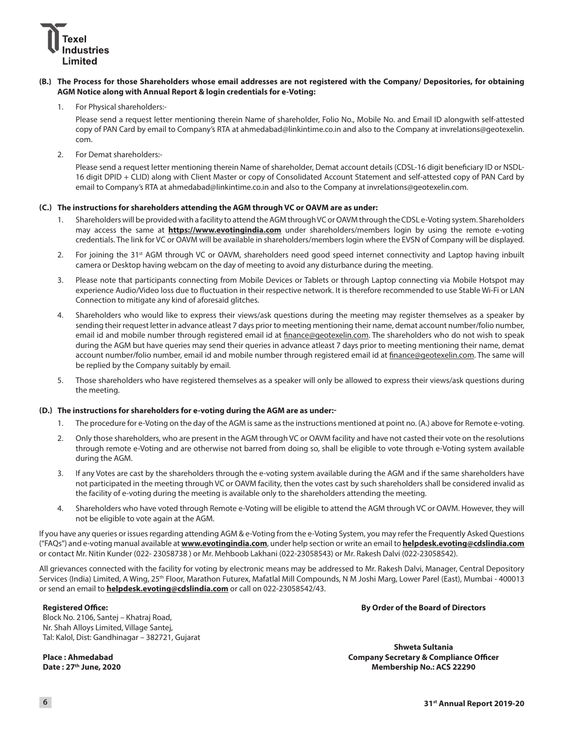**(B.) The Process for those Shareholders whose email addresses are not registered with the Company/ Depositories, for obtaining AGM Notice along with Annual Report & login credentials for e-Voting:**

1. For Physical shareholders:-

   Please send a request letter mentioning therein Name of shareholder, Folio No., Mobile No. and Email ID alongwith self-attested copy of PAN Card by email to Company's RTA at ahmedabad@linkintime.co.in and also to the Company at invrelations@geotexelin.com.

2. For Demat shareholders:-

   Please send a request letter mentioning therein Name of shareholder, Demat account details (CDSL-16 digit beneficiary ID or NSDL-16 digit DPID + CLID) along with Client Master or copy of Consolidated Account Statement and self-attested copy of PAN Card by email to Company's RTA at ahmedabad@linkintime.co.in and also to the Company at invrelations@geotexelin.com.

**(C.) The instructions for shareholders attending the AGM through VC or OAVM are as under:**

1. Shareholders will be provided with a facility to attend the AGM through VC or OAVM through the CDSL e-Voting system. Shareholders may access the same at **https://www.evotingindia.com** under shareholders/members login by using the remote e-voting credentials. The link for VC or OAVM will be available in shareholders/members login where the EVSN of Company will be displayed.
2. For joining the 31st AGM through VC or OAVM, shareholders need good speed internet connectivity and Laptop having inbuilt camera or Desktop having webcam on the day of meeting to avoid any disturbance during the meeting.
3. Please note that participants connecting from Mobile Devices or Tablets or through Laptop connecting via Mobile Hotspot may experience Audio/Video loss due to fluctuation in their respective network. It is therefore recommended to use Stable Wi-Fi or LAN Connection to mitigate any kind of aforesaid glitches.
4. Shareholders who would like to express their views/ask questions during the meeting may register themselves as a speaker by sending their request letter in advance atleast 7 days prior to meeting mentioning their name, demat account number/folio number, email id and mobile number through registered email id at finance@geotexelin.com. The shareholders who do not wish to speak during the AGM but have queries may send their queries in advance atleast 7 days prior to meeting mentioning their name, demat account number/folio number, email id and mobile number through registered email id at finance@geotexelin.com. The same will be replied by the Company suitably by email.
5. Those shareholders who have registered themselves as a speaker will only be allowed to express their views/ask questions during the meeting.

**(D.) The instructions for shareholders for e-voting during the AGM are as under:-**

1. The procedure for e-Voting on the day of the AGM is same as the instructions mentioned at point no. (A.) above for Remote e-voting.
2. Only those shareholders, who are present in the AGM through VC or OAVM facility and have not casted their vote on the resolutions through remote e-Voting and are otherwise not barred from doing so, shall be eligible to vote through e-Voting system available during the AGM.
3. If any Votes are cast by the shareholders through the e-voting system available during the AGM and if the same shareholders have not participated in the meeting through VC or OAVM facility, then the votes cast by such shareholders shall be considered invalid as the facility of e-voting during the meeting is available only to the shareholders attending the meeting.
4. Shareholders who have voted through Remote e-Voting will be eligible to attend the AGM through VC or OAVM. However, they will not be eligible to vote again at the AGM.

If you have any queries or issues regarding attending AGM & e-Voting from the e-Voting System, you may refer the Frequently Asked Questions ("FAQs") and e-voting manual available at **www.evotingindia.com**, under help section or write an email to **helpdesk.evoting@cdslindia.com** or contact Mr. Nitin Kunder (022- 23058738 ) or Mr. Mehboob Lakhani (022-23058543) or Mr. Rakesh Dalvi (022-23058542).

All grievances connected with the facility for voting by electronic means may be addressed to Mr. Rakesh Dalvi, Manager, Central Depository Services (India) Limited, A Wing, 25th Floor, Marathon Futurex, Mafatlal Mill Compounds, N M Joshi Marg, Lower Parel (East), Mumbai - 400013 or send an email to **helpdesk.evoting@cdslindia.com** or call on 022-23058542/43.

**Registered Office:**
Block No. 2106, Santej – Khatraj Road,
Nr. Shah Alloys Limited, Village Santej,
Tal: Kalol, Dist: Gandhinagar – 382721, Gujarat

**By Order of the Board of Directors**

**Place : Ahmedabad**
**Date : 27th June, 2020**

**Shweta Sultania**
**Company Secretary & Compliance Officer**
**Membership No.: ACS 22290**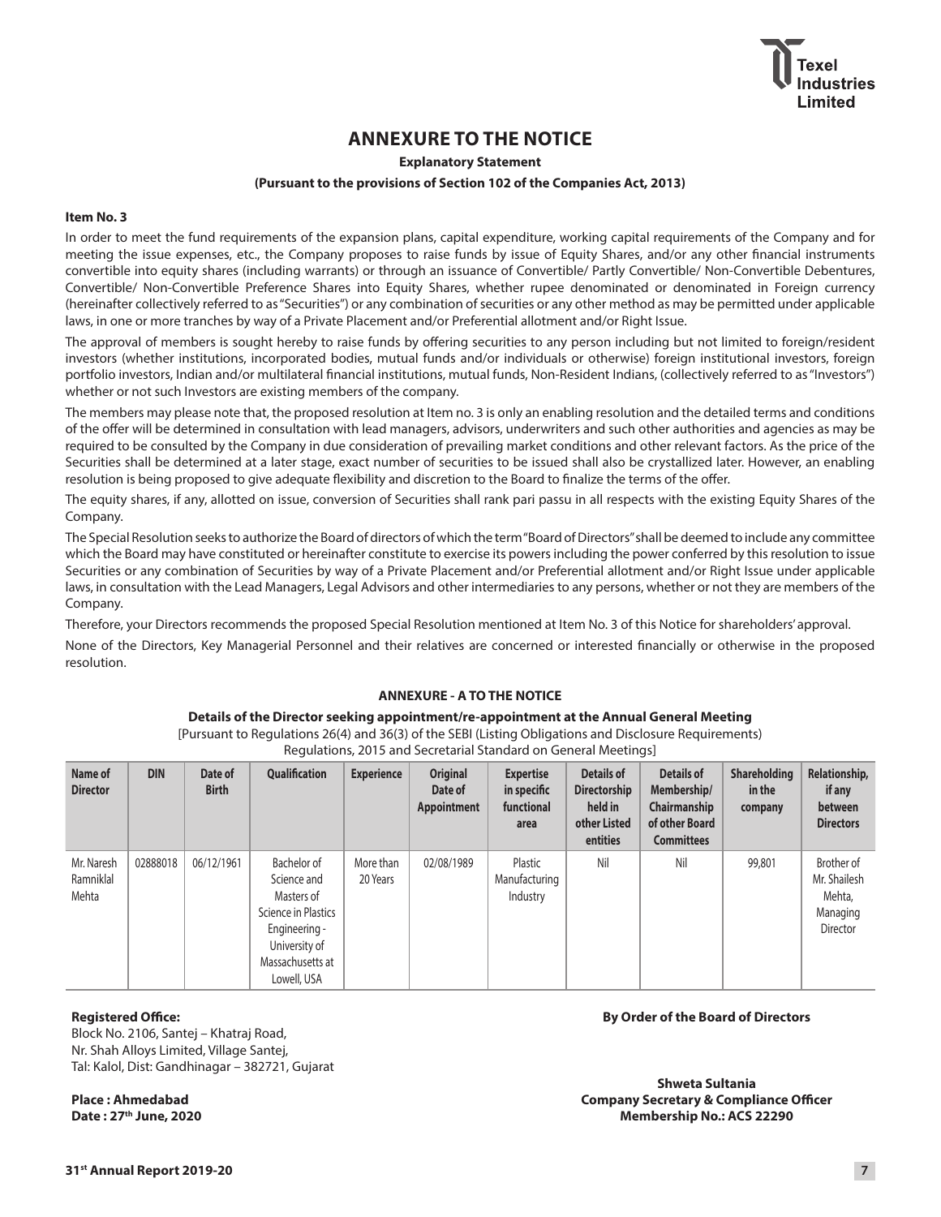# ANNEXURE TO THE NOTICE

**Explanatory Statement**

**(Pursuant to the provisions of Section 102 of the Companies Act, 2013)**

**Item No. 3**

In order to meet the fund requirements of the expansion plans, capital expenditure, working capital requirements of the Company and for meeting the issue expenses, etc., the Company proposes to raise funds by issue of Equity Shares, and/or any other financial instruments convertible into equity shares (including warrants) or through an issuance of Convertible/ Partly Convertible/ Non-Convertible Debentures, Convertible/ Non-Convertible Preference Shares into Equity Shares, whether rupee denominated or denominated in Foreign currency (hereinafter collectively referred to as "Securities") or any combination of securities or any other method as may be permitted under applicable laws, in one or more tranches by way of a Private Placement and/or Preferential allotment and/or Right Issue.

The approval of members is sought hereby to raise funds by offering securities to any person including but not limited to foreign/resident investors (whether institutions, incorporated bodies, mutual funds and/or individuals or otherwise) foreign institutional investors, foreign portfolio investors, Indian and/or multilateral financial institutions, mutual funds, Non-Resident Indians, (collectively referred to as "Investors") whether or not such Investors are existing members of the company.

The members may please note that, the proposed resolution at Item no. 3 is only an enabling resolution and the detailed terms and conditions of the offer will be determined in consultation with lead managers, advisors, underwriters and such other authorities and agencies as may be required to be consulted by the Company in due consideration of prevailing market conditions and other relevant factors. As the price of the Securities shall be determined at a later stage, exact number of securities to be issued shall also be crystallized later. However, an enabling resolution is being proposed to give adequate flexibility and discretion to the Board to finalize the terms of the offer.

The equity shares, if any, allotted on issue, conversion of Securities shall rank pari passu in all respects with the existing Equity Shares of the Company.

The Special Resolution seeks to authorize the Board of directors of which the term "Board of Directors" shall be deemed to include any committee which the Board may have constituted or hereinafter constitute to exercise its powers including the power conferred by this resolution to issue Securities or any combination of Securities by way of a Private Placement and/or Preferential allotment and/or Right Issue under applicable laws, in consultation with the Lead Managers, Legal Advisors and other intermediaries to any persons, whether or not they are members of the Company.

Therefore, your Directors recommends the proposed Special Resolution mentioned at Item No. 3 of this Notice for shareholders' approval.

None of the Directors, Key Managerial Personnel and their relatives are concerned or interested financially or otherwise in the proposed resolution.

## ANNEXURE - A TO THE NOTICE

**Details of the Director seeking appointment/re-appointment at the Annual General Meeting**

[Pursuant to Regulations 26(4) and 36(3) of the SEBI (Listing Obligations and Disclosure Requirements) Regulations, 2015 and Secretarial Standard on General Meetings]

| Name of Director | DIN | Date of Birth | Qualification | Experience | Original Date of Appointment | Expertise in specific functional area | Details of Directorship held in other Listed entities | Details of Membership/ Chairmanship of other Board Committees | Shareholding in the company | Relationship, if any between Directors |
|---|---|---|---|---|---|---|---|---|---|---|
| Mr. Naresh Ramniklal Mehta | 02888018 | 06/12/1961 | Bachelor of Science and Masters of Science in Plastics Engineering - University of Massachusetts at Lowell, USA | More than 20 Years | 02/08/1989 | Plastic Manufacturing Industry | Nil | Nil | 99,801 | Brother of Mr. Shailesh Mehta, Managing Director |

**Registered Office:**
Block No. 2106, Santej – Khatraj Road,
Nr. Shah Alloys Limited, Village Santej,
Tal: Kalol, Dist: Gandhinagar – 382721, Gujarat

**Place : Ahmedabad**
**Date : 27th June, 2020**

**By Order of the Board of Directors**

**Shweta Sultania**
**Company Secretary & Compliance Officer**
**Membership No.: ACS 22290**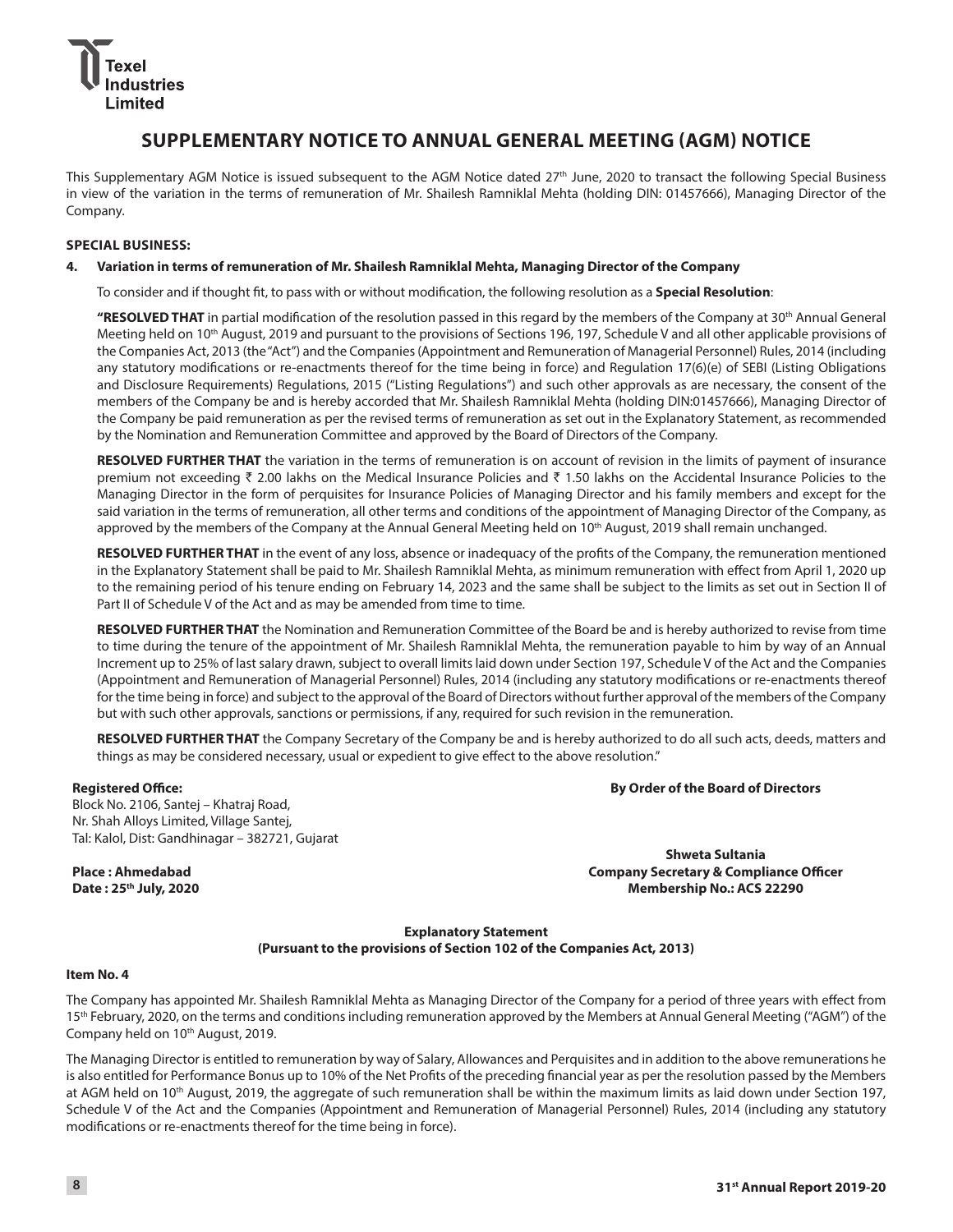# SUPPLEMENTARY NOTICE TO ANNUAL GENERAL MEETING (AGM) NOTICE

This Supplementary AGM Notice is issued subsequent to the AGM Notice dated 27th June, 2020 to transact the following Special Business in view of the variation in the terms of remuneration of Mr. Shailesh Ramniklal Mehta (holding DIN: 01457666), Managing Director of the Company.

**SPECIAL BUSINESS:**

**4. Variation in terms of remuneration of Mr. Shailesh Ramniklal Mehta, Managing Director of the Company**

To consider and if thought fit, to pass with or without modification, the following resolution as a **Special Resolution**:

**"RESOLVED THAT** in partial modification of the resolution passed in this regard by the members of the Company at 30th Annual General Meeting held on 10th August, 2019 and pursuant to the provisions of Sections 196, 197, Schedule V and all other applicable provisions of the Companies Act, 2013 (the "Act") and the Companies (Appointment and Remuneration of Managerial Personnel) Rules, 2014 (including any statutory modifications or re-enactments thereof for the time being in force) and Regulation 17(6)(e) of SEBI (Listing Obligations and Disclosure Requirements) Regulations, 2015 ("Listing Regulations") and such other approvals as are necessary, the consent of the members of the Company be and is hereby accorded that Mr. Shailesh Ramniklal Mehta (holding DIN:01457666), Managing Director of the Company be paid remuneration as per the revised terms of remuneration as set out in the Explanatory Statement, as recommended by the Nomination and Remuneration Committee and approved by the Board of Directors of the Company.

**RESOLVED FURTHER THAT** the variation in the terms of remuneration is on account of revision in the limits of payment of insurance premium not exceeding ₹ 2.00 lakhs on the Medical Insurance Policies and ₹ 1.50 lakhs on the Accidental Insurance Policies to the Managing Director in the form of perquisites for Insurance Policies of Managing Director and his family members and except for the said variation in the terms of remuneration, all other terms and conditions of the appointment of Managing Director of the Company, as approved by the members of the Company at the Annual General Meeting held on 10th August, 2019 shall remain unchanged.

**RESOLVED FURTHER THAT** in the event of any loss, absence or inadequacy of the profits of the Company, the remuneration mentioned in the Explanatory Statement shall be paid to Mr. Shailesh Ramniklal Mehta, as minimum remuneration with effect from April 1, 2020 up to the remaining period of his tenure ending on February 14, 2023 and the same shall be subject to the limits as set out in Section II of Part II of Schedule V of the Act and as may be amended from time to time.

**RESOLVED FURTHER THAT** the Nomination and Remuneration Committee of the Board be and is hereby authorized to revise from time to time during the tenure of the appointment of Mr. Shailesh Ramniklal Mehta, the remuneration payable to him by way of an Annual Increment up to 25% of last salary drawn, subject to overall limits laid down under Section 197, Schedule V of the Act and the Companies (Appointment and Remuneration of Managerial Personnel) Rules, 2014 (including any statutory modifications or re-enactments thereof for the time being in force) and subject to the approval of the Board of Directors without further approval of the members of the Company but with such other approvals, sanctions or permissions, if any, required for such revision in the remuneration.

**RESOLVED FURTHER THAT** the Company Secretary of the Company be and is hereby authorized to do all such acts, deeds, matters and things as may be considered necessary, usual or expedient to give effect to the above resolution."

**Registered Office:**
Block No. 2106, Santej – Khatraj Road,
Nr. Shah Alloys Limited, Village Santej,
Tal: Kalol, Dist: Gandhinagar – 382721, Gujarat

**Place : Ahmedabad**
**Date : 25th July, 2020**

**By Order of the Board of Directors**

**Shweta Sultania**
**Company Secretary & Compliance Officer**
**Membership No.: ACS 22290**

**Explanatory Statement**
**(Pursuant to the provisions of Section 102 of the Companies Act, 2013)**

**Item No. 4**

The Company has appointed Mr. Shailesh Ramniklal Mehta as Managing Director of the Company for a period of three years with effect from 15th February, 2020, on the terms and conditions including remuneration approved by the Members at Annual General Meeting ("AGM") of the Company held on 10th August, 2019.

The Managing Director is entitled to remuneration by way of Salary, Allowances and Perquisites and in addition to the above remunerations he is also entitled for Performance Bonus up to 10% of the Net Profits of the preceding financial year as per the resolution passed by the Members at AGM held on 10th August, 2019, the aggregate of such remuneration shall be within the maximum limits as laid down under Section 197, Schedule V of the Act and the Companies (Appointment and Remuneration of Managerial Personnel) Rules, 2014 (including any statutory modifications or re-enactments thereof for the time being in force).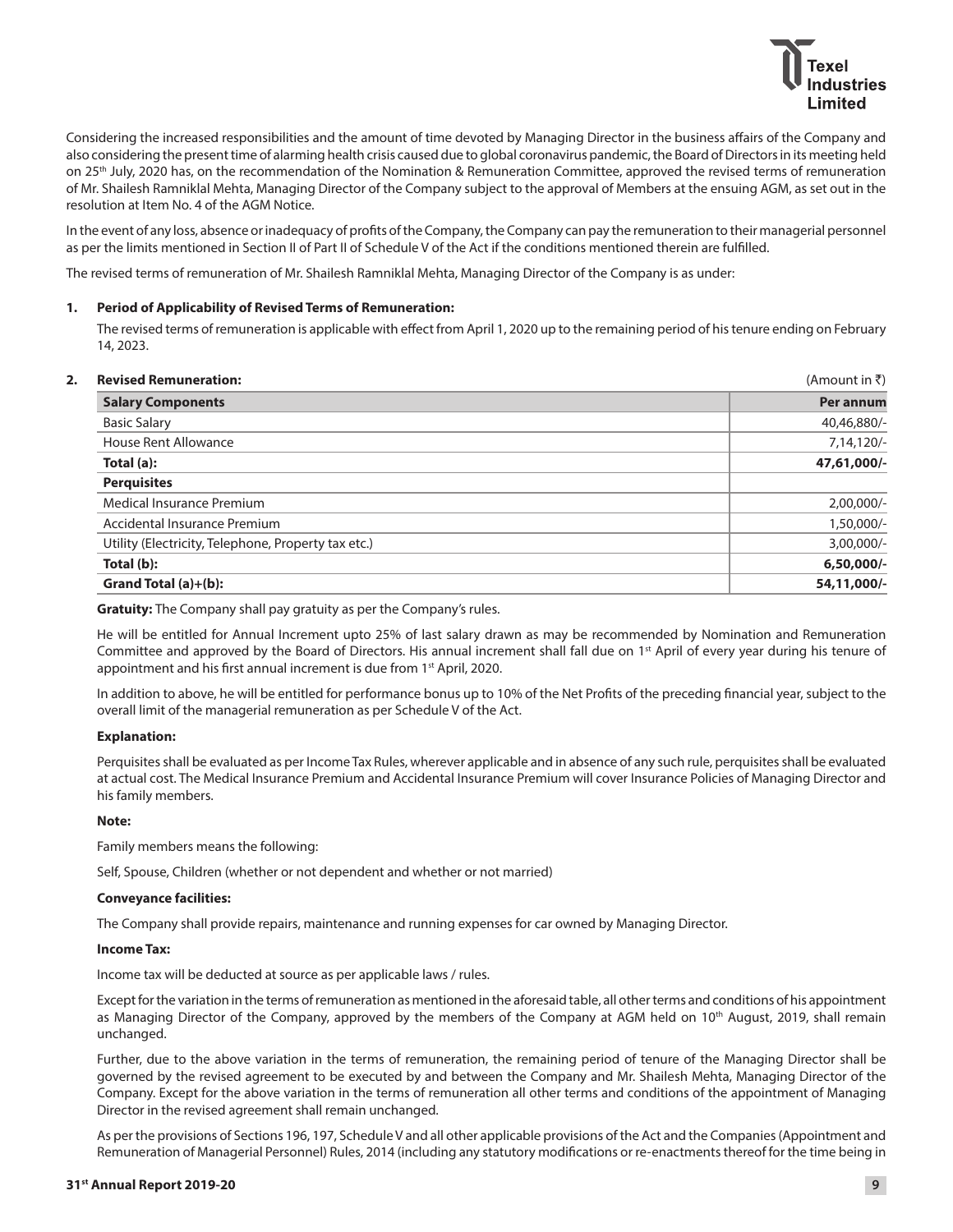Considering the increased responsibilities and the amount of time devoted by Managing Director in the business affairs of the Company and also considering the present time of alarming health crisis caused due to global coronavirus pandemic, the Board of Directors in its meeting held on 25th July, 2020 has, on the recommendation of the Nomination & Remuneration Committee, approved the revised terms of remuneration of Mr. Shailesh Ramniklal Mehta, Managing Director of the Company subject to the approval of Members at the ensuing AGM, as set out in the resolution at Item No. 4 of the AGM Notice.

In the event of any loss, absence or inadequacy of profits of the Company, the Company can pay the remuneration to their managerial personnel as per the limits mentioned in Section II of Part II of Schedule V of the Act if the conditions mentioned therein are fulfilled.

The revised terms of remuneration of Mr. Shailesh Ramniklal Mehta, Managing Director of the Company is as under:

**1. Period of Applicability of Revised Terms of Remuneration:**

The revised terms of remuneration is applicable with effect from April 1, 2020 up to the remaining period of his tenure ending on February 14, 2023.

**2. Revised Remuneration:** (Amount in ₹)

| Salary Components | Per annum |
|---|---|
| Basic Salary | 40,46,880/- |
| House Rent Allowance | 7,14,120/- |
| **Total (a):** | **47,61,000/-** |
| **Perquisites** | |
| Medical Insurance Premium | 2,00,000/- |
| Accidental Insurance Premium | 1,50,000/- |
| Utility (Electricity, Telephone, Property tax etc.) | 3,00,000/- |
| **Total (b):** | **6,50,000/-** |
| **Grand Total (a)+(b):** | **54,11,000/-** |

**Gratuity:** The Company shall pay gratuity as per the Company's rules.

He will be entitled for Annual Increment upto 25% of last salary drawn as may be recommended by Nomination and Remuneration Committee and approved by the Board of Directors. His annual increment shall fall due on 1st April of every year during his tenure of appointment and his first annual increment is due from 1st April, 2020.

In addition to above, he will be entitled for performance bonus up to 10% of the Net Profits of the preceding financial year, subject to the overall limit of the managerial remuneration as per Schedule V of the Act.

**Explanation:**

Perquisites shall be evaluated as per Income Tax Rules, wherever applicable and in absence of any such rule, perquisites shall be evaluated at actual cost. The Medical Insurance Premium and Accidental Insurance Premium will cover Insurance Policies of Managing Director and his family members.

**Note:**

Family members means the following:

Self, Spouse, Children (whether or not dependent and whether or not married)

**Conveyance facilities:**

The Company shall provide repairs, maintenance and running expenses for car owned by Managing Director.

**Income Tax:**

Income tax will be deducted at source as per applicable laws / rules.

Except for the variation in the terms of remuneration as mentioned in the aforesaid table, all other terms and conditions of his appointment as Managing Director of the Company, approved by the members of the Company at AGM held on 10th August, 2019, shall remain unchanged.

Further, due to the above variation in the terms of remuneration, the remaining period of tenure of the Managing Director shall be governed by the revised agreement to be executed by and between the Company and Mr. Shailesh Mehta, Managing Director of the Company. Except for the above variation in the terms of remuneration all other terms and conditions of the appointment of Managing Director in the revised agreement shall remain unchanged.

As per the provisions of Sections 196, 197, Schedule V and all other applicable provisions of the Act and the Companies (Appointment and Remuneration of Managerial Personnel) Rules, 2014 (including any statutory modifications or re-enactments thereof for the time being in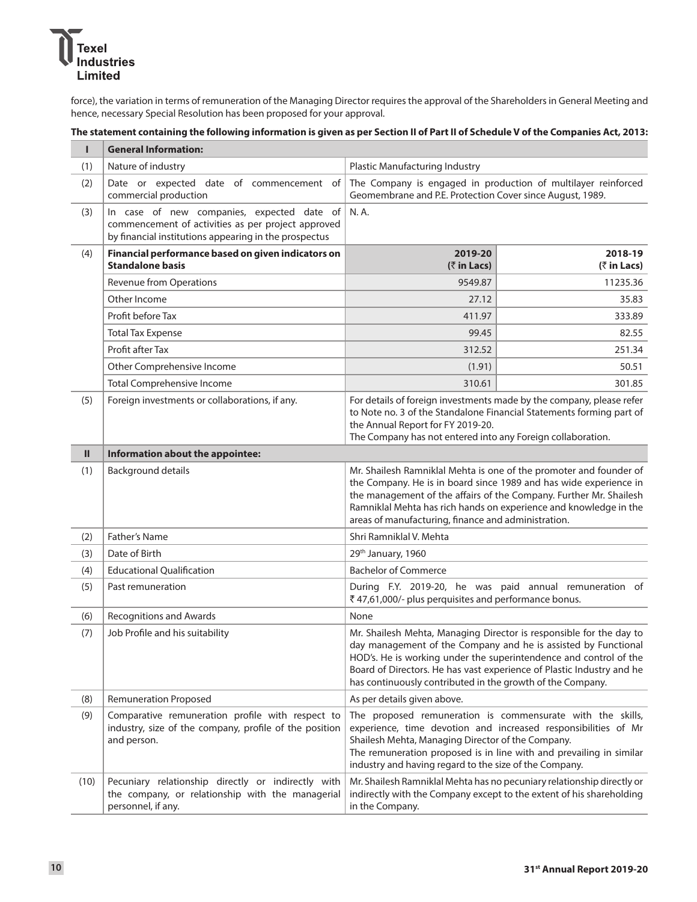force), the variation in terms of remuneration of the Managing Director requires the approval of the Shareholders in General Meeting and hence, necessary Special Resolution has been proposed for your approval.

**The statement containing the following information is given as per Section II of Part II of Schedule V of the Companies Act, 2013:**

| I | **General Information:** | | |
|---|---|---|---|
| (1) | Nature of industry | Plastic Manufacturing Industry | |
| (2) | Date or expected date of commencement of commercial production | The Company is engaged in production of multilayer reinforced Geomembrane and P.E. Protection Cover since August, 1989. | |
| (3) | In case of new companies, expected date of commencement of activities as per project approved by financial institutions appearing in the prospectus | N. A. | |
| (4) | **Financial performance based on given indicators on Standalone basis** | **2019-20 (₹ in Lacs)** | **2018-19 (₹ in Lacs)** |
| | Revenue from Operations | 9549.87 | 11235.36 |
| | Other Income | 27.12 | 35.83 |
| | Profit before Tax | 411.97 | 333.89 |
| | Total Tax Expense | 99.45 | 82.55 |
| | Profit after Tax | 312.52 | 251.34 |
| | Other Comprehensive Income | (1.91) | 50.51 |
| | Total Comprehensive Income | 310.61 | 301.85 |
| (5) | Foreign investments or collaborations, if any. | For details of foreign investments made by the company, please refer to Note no. 3 of the Standalone Financial Statements forming part of the Annual Report for FY 2019-20. The Company has not entered into any Foreign collaboration. | |
| **II** | **Information about the appointee:** | | |
| (1) | Background details | Mr. Shailesh Ramniklal Mehta is one of the promoter and founder of the Company. He is in board since 1989 and has wide experience in the management of the affairs of the Company. Further Mr. Shailesh Ramniklal Mehta has rich hands on experience and knowledge in the areas of manufacturing, finance and administration. | |
| (2) | Father's Name | Shri Ramniklal V. Mehta | |
| (3) | Date of Birth | 29th January, 1960 | |
| (4) | Educational Qualification | Bachelor of Commerce | |
| (5) | Past remuneration | During F.Y. 2019-20, he was paid annual remuneration of ₹ 47,61,000/- plus perquisites and performance bonus. | |
| (6) | Recognitions and Awards | None | |
| (7) | Job Profile and his suitability | Mr. Shailesh Mehta, Managing Director is responsible for the day to day management of the Company and he is assisted by Functional HOD's. He is working under the superintendence and control of the Board of Directors. He has vast experience of Plastic Industry and he has continuously contributed in the growth of the Company. | |
| (8) | Remuneration Proposed | As per details given above. | |
| (9) | Comparative remuneration profile with respect to industry, size of the company, profile of the position and person. | The proposed remuneration is commensurate with the skills, experience, time devotion and increased responsibilities of Mr Shailesh Mehta, Managing Director of the Company. The remuneration proposed is in line with and prevailing in similar industry and having regard to the size of the Company. | |
| (10) | Pecuniary relationship directly or indirectly with the company, or relationship with the managerial personnel, if any. | Mr. Shailesh Ramniklal Mehta has no pecuniary relationship directly or indirectly with the Company except to the extent of his shareholding in the Company. | |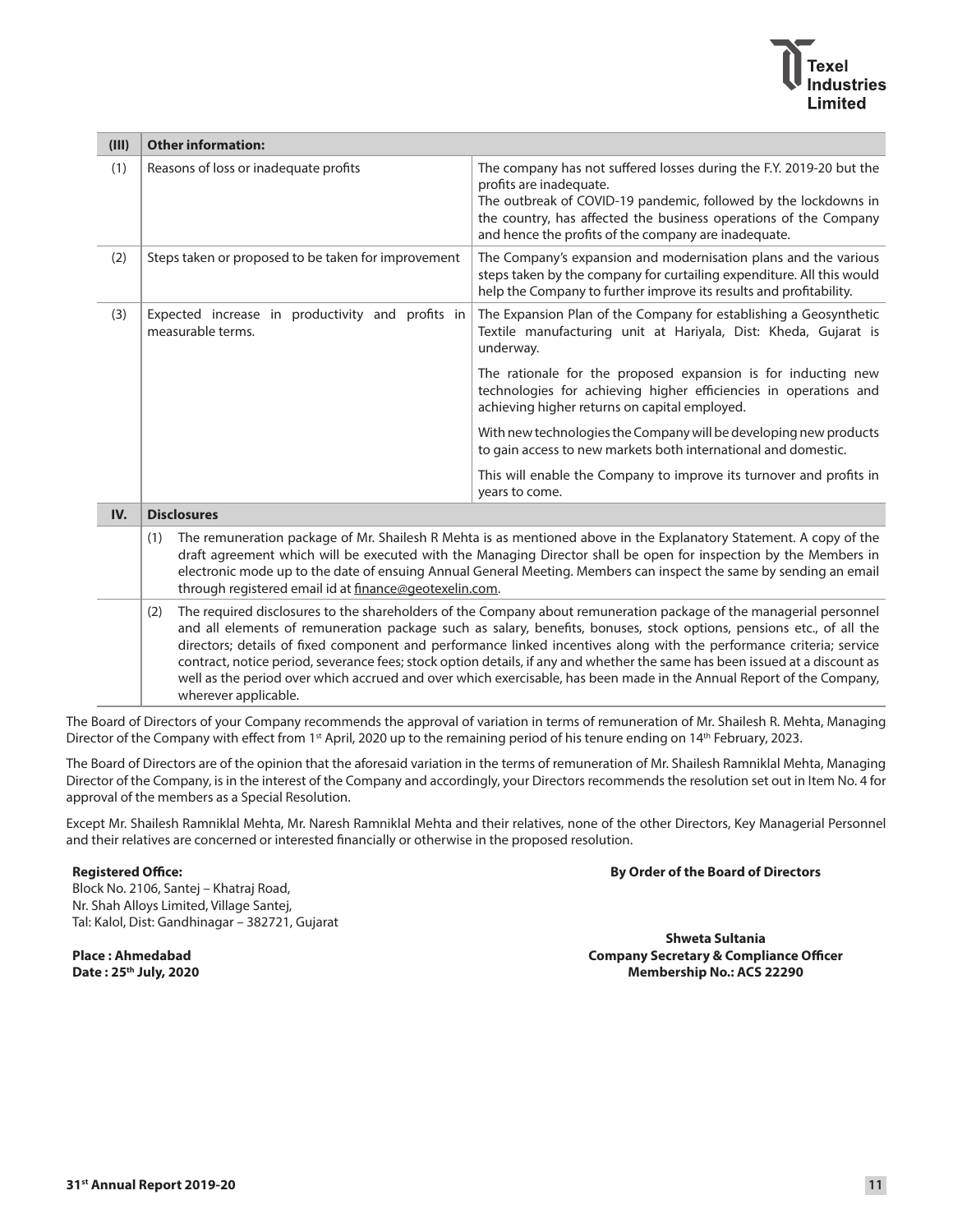| (III) | Other information: | |
|---|---|---|
| (1) | Reasons of loss or inadequate profits | The company has not suffered losses during the F.Y. 2019-20 but the profits are inadequate.<br>The outbreak of COVID-19 pandemic, followed by the lockdowns in the country, has affected the business operations of the Company and hence the profits of the company are inadequate. |
| (2) | Steps taken or proposed to be taken for improvement | The Company's expansion and modernisation plans and the various steps taken by the company for curtailing expenditure. All this would help the Company to further improve its results and profitability. |
| (3) | Expected increase in productivity and profits in measurable terms. | The Expansion Plan of the Company for establishing a Geosynthetic Textile manufacturing unit at Hariyala, Dist: Kheda, Gujarat is underway.<br>The rationale for the proposed expansion is for inducting new technologies for achieving higher efficiencies in operations and achieving higher returns on capital employed.<br>With new technologies the Company will be developing new products to gain access to new markets both international and domestic.<br>This will enable the Company to improve its turnover and profits in years to come. |
| IV. | **Disclosures** | |
| | (1) The remuneration package of Mr. Shailesh R Mehta is as mentioned above in the Explanatory Statement. A copy of the draft agreement which will be executed with the Managing Director shall be open for inspection by the Members in electronic mode up to the date of ensuing Annual General Meeting. Members can inspect the same by sending an email through registered email id at finance@geotexelin.com. | |
| | (2) The required disclosures to the shareholders of the Company about remuneration package of the managerial personnel and all elements of remuneration package such as salary, benefits, bonuses, stock options, pensions etc., of all the directors; details of fixed component and performance linked incentives along with the performance criteria; service contract, notice period, severance fees; stock option details, if any and whether the same has been issued at a discount as well as the period over which accrued and over which exercisable, has been made in the Annual Report of the Company, wherever applicable. | |

The Board of Directors of your Company recommends the approval of variation in terms of remuneration of Mr. Shailesh R. Mehta, Managing Director of the Company with effect from 1st April, 2020 up to the remaining period of his tenure ending on 14th February, 2023.

The Board of Directors are of the opinion that the aforesaid variation in the terms of remuneration of Mr. Shailesh Ramniklal Mehta, Managing Director of the Company, is in the interest of the Company and accordingly, your Directors recommends the resolution set out in Item No. 4 for approval of the members as a Special Resolution.

Except Mr. Shailesh Ramniklal Mehta, Mr. Naresh Ramniklal Mehta and their relatives, none of the other Directors, Key Managerial Personnel and their relatives are concerned or interested financially or otherwise in the proposed resolution.

**Registered Office:**
Block No. 2106, Santej – Khatraj Road,
Nr. Shah Alloys Limited, Village Santej,
Tal: Kalol, Dist: Gandhinagar – 382721, Gujarat

**Place : Ahmedabad**
**Date : 25th July, 2020**

**By Order of the Board of Directors**

**Shweta Sultania**
**Company Secretary & Compliance Officer**
**Membership No.: ACS 22290**